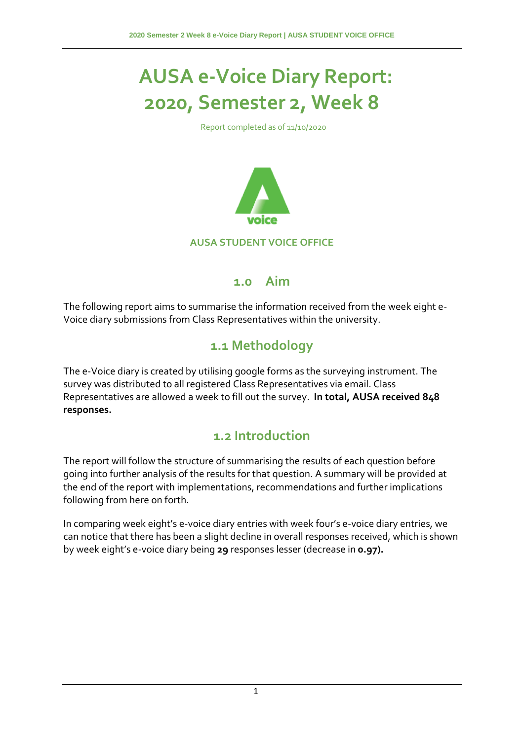# AUSA e-Voice Diary Report: 2020, Semester 2, Week 8

Report completed as of 11/10/2020

voice

AUSA STUDENT VOICE OFFICE

## 1.0 Aim

The following report aims to summarise the information received from the week eight e-Voice diary submissions from Class Representatives within the university.

## 1.1 Methodology

The e-Voice diary is created by utilising google forms as the surveying instrument. The survey was distributed to all registered Class Representatives via email. Class Representatives are allowed a week to fill out the survey. **In total, AUSA received 848 responses.**

## 1.2 Introduction

The report will follow the structure of summarising the results of each question before going into further analysis of the results for that question. A summary will be provided at the end of the report with implementations, recommendations and further implications following from here on forth.

In comparing week eight's e-voice diary entries with week four's e-voice diary entries, we can notice that there has been a slight decline in overall responses received, which is shown by week eight's e-voice diary being **29** responses lesser (decrease in **0.97).**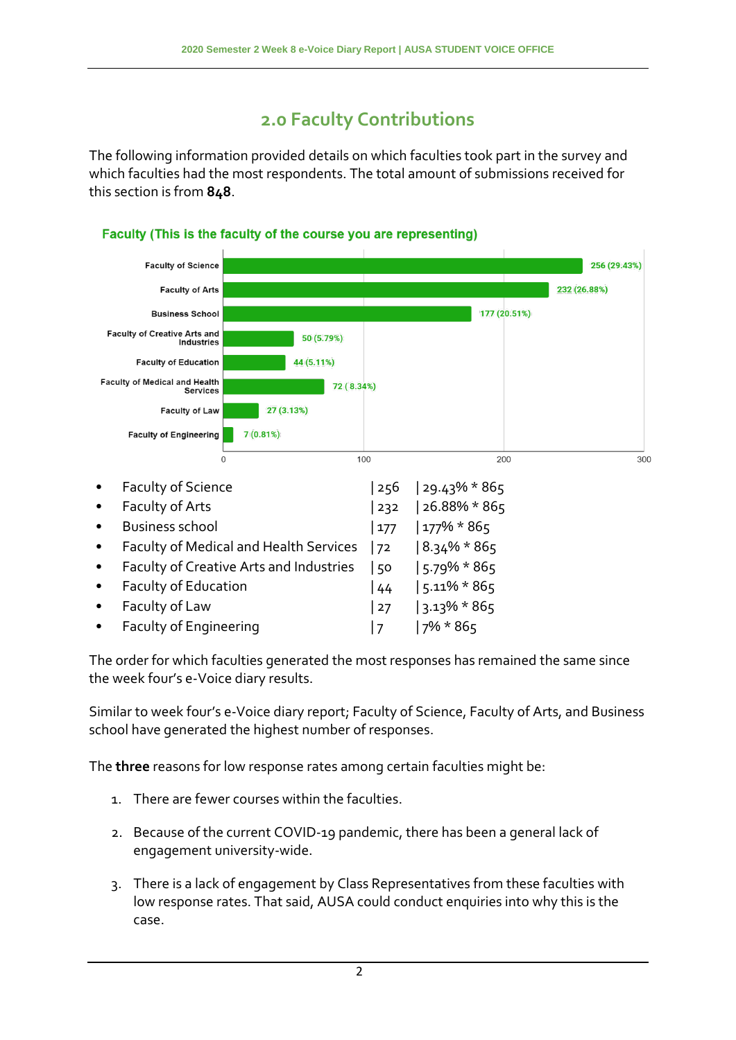## 2.0 Faculty Contributions

The following information provided details on which faculties took part in the survey and which faculties had the most respondents. The total amount of submissions received for this section is from **848**.

**Faculty (This is the faculty of the course you are representing)**

| Faculty | Responses |
|---|---|
| Faculty of Science | 256 (29.43%) |
| Faculty of Arts | 232 (26.88%) |
| Business School | 177 (20.51%) |
| Faculty of Creative Arts and Industries | 50 (5.79%) |
| Faculty of Education | 44 (5.11%) |
| Faculty of Medical and Health Services | 72 ( 8.34%) |
| Faculty of Law | 27 (3.13%) |
| Faculty of Engineering | 7 (0.81%) |

- Faculty of Science | 256 | 29.43% * 865
- Faculty of Arts | 232 | 26.88% * 865
- Business school | 177 | 177% * 865
- Faculty of Medical and Health Services | 72 | 8.34% * 865
- Faculty of Creative Arts and Industries | 50 | 5.79% * 865
- Faculty of Education | 44 | 5.11% * 865
- Faculty of Law | 27 | 3.13% * 865
- Faculty of Engineering | 7 | 7% * 865

The order for which faculties generated the most responses has remained the same since the week four's e-Voice diary results.

Similar to week four's e-Voice diary report; Faculty of Science, Faculty of Arts, and Business school have generated the highest number of responses.

The **three** reasons for low response rates among certain faculties might be:

1. There are fewer courses within the faculties.
2. Because of the current COVID-19 pandemic, there has been a general lack of engagement university-wide.
3. There is a lack of engagement by Class Representatives from these faculties with low response rates. That said, AUSA could conduct enquiries into why this is the case.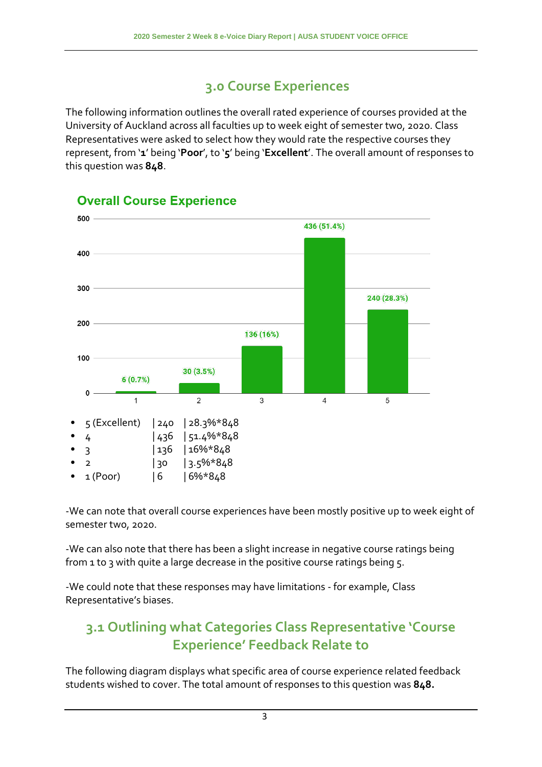## 3.0 Course Experiences

The following information outlines the overall rated experience of courses provided at the University of Auckland across all faculties up to week eight of semester two, 2020. Class Representatives were asked to select how they would rate the respective courses they represent, from '**1**' being '**Poor**', to '**5**' being '**Excellent**'. The overall amount of responses to this question was **848**.

**Overall Course Experience**

| Rating | Count (%) |
|---|---|
| 1 | 6 (0.7%) |
| 2 | 30 (3.5%) |
| 3 | 136 (16%) |
| 4 | 436 (51.4%) |
| 5 | 240 (28.3%) |

- 5 (Excellent) | 240 | 28.3%*848
- 4 | 436 | 51.4%*848
- 3 | 136 | 16%*848
- 2 | 30 | 3.5%*848
- 1 (Poor) | 6 | 6%*848

-We can note that overall course experiences have been mostly positive up to week eight of semester two, 2020.

-We can also note that there has been a slight increase in negative course ratings being from 1 to 3 with quite a large decrease in the positive course ratings being 5.

-We could note that these responses may have limitations - for example, Class Representative's biases.

## 3.1 Outlining what Categories Class Representative 'Course Experience' Feedback Relate to

The following diagram displays what specific area of course experience related feedback students wished to cover. The total amount of responses to this question was **848.**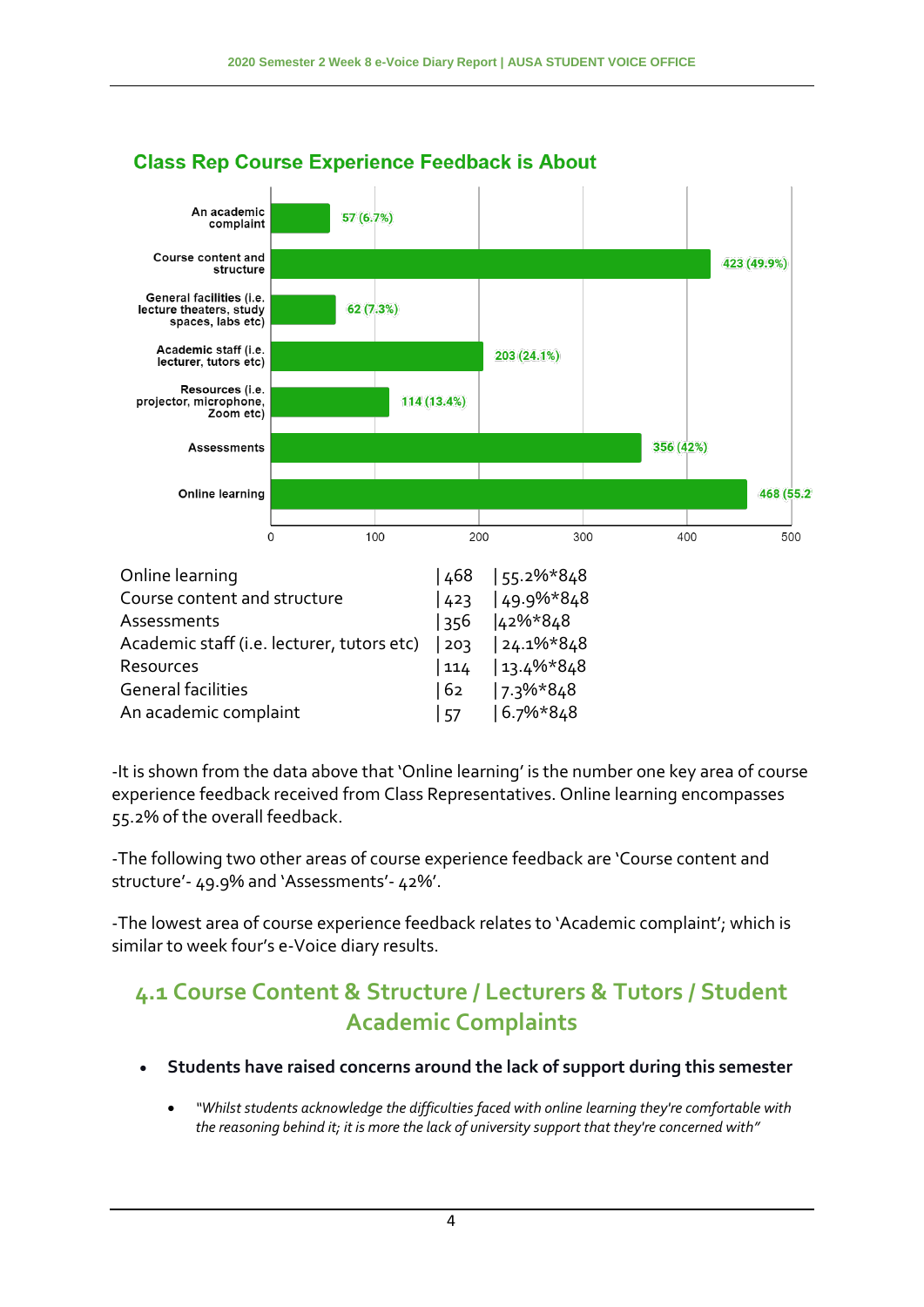### Class Rep Course Experience Feedback is About

| Category | Count | Percentage |
|---|---|---|
| An academic complaint | 57 | 6.7% |
| Course content and structure | 423 | 49.9% |
| General facilities (i.e. lecture theaters, study spaces, labs etc) | 62 | 7.3% |
| Academic staff (i.e. lecturer, tutors etc) | 203 | 24.1% |
| Resources (i.e. projector, microphone, Zoom etc) | 114 | 13.4% |
| Assessments | 356 | 42% |
| Online learning | 468 | 55.2 |

| | | |
|---|---|---|
| Online learning | 468 | 55.2%*848 |
| Course content and structure | 423 | 49.9%*848 |
| Assessments | 356 | 42%*848 |
| Academic staff (i.e. lecturer, tutors etc) | 203 | 24.1%*848 |
| Resources | 114 | 13.4%*848 |
| General facilities | 62 | 7.3%*848 |
| An academic complaint | 57 | 6.7%*848 |

-It is shown from the data above that 'Online learning' is the number one key area of course experience feedback received from Class Representatives. Online learning encompasses 55.2% of the overall feedback.

-The following two other areas of course experience feedback are 'Course content and structure'- 49.9% and 'Assessments'- 42%'.

-The lowest area of course experience feedback relates to 'Academic complaint'; which is similar to week four's e-Voice diary results.

## 4.1 Course Content & Structure / Lecturers & Tutors / Student Academic Complaints

- **Students have raised concerns around the lack of support during this semester**
  - *"Whilst students acknowledge the difficulties faced with online learning they're comfortable with the reasoning behind it; it is more the lack of university support that they're concerned with"*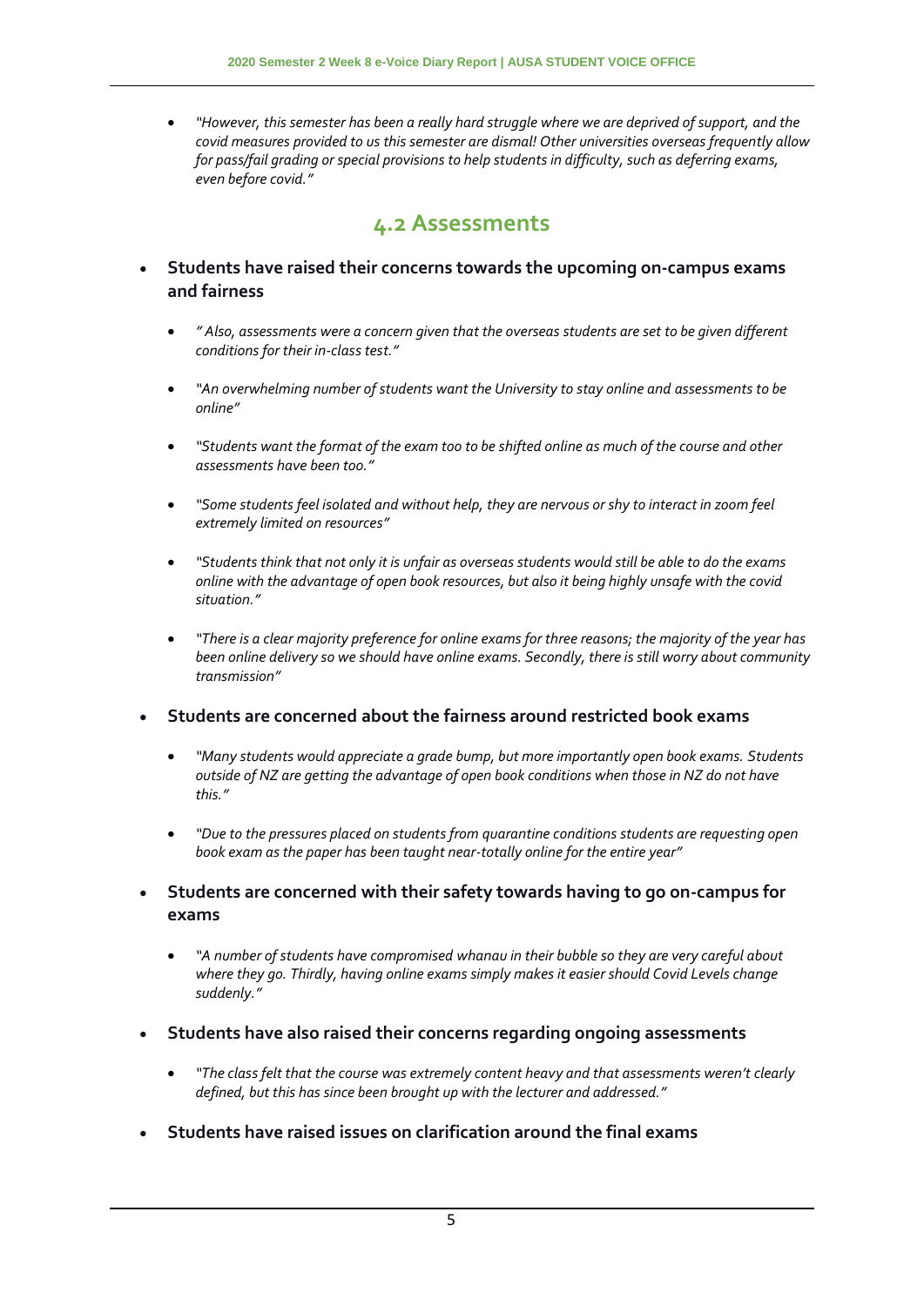- *"However, this semester has been a really hard struggle where we are deprived of support, and the covid measures provided to us this semester are dismal! Other universities overseas frequently allow for pass/fail grading or special provisions to help students in difficulty, such as deferring exams, even before covid."*

## 4.2 Assessments

- **Students have raised their concerns towards the upcoming on-campus exams and fairness**
  - *" Also, assessments were a concern given that the overseas students are set to be given different conditions for their in-class test."*
  - *"An overwhelming number of students want the University to stay online and assessments to be online"*
  - *"Students want the format of the exam too to be shifted online as much of the course and other assessments have been too."*
  - *"Some students feel isolated and without help, they are nervous or shy to interact in zoom feel extremely limited on resources"*
  - *"Students think that not only it is unfair as overseas students would still be able to do the exams online with the advantage of open book resources, but also it being highly unsafe with the covid situation."*
  - *"There is a clear majority preference for online exams for three reasons; the majority of the year has been online delivery so we should have online exams. Secondly, there is still worry about community transmission"*
- **Students are concerned about the fairness around restricted book exams**
  - *"Many students would appreciate a grade bump, but more importantly open book exams. Students outside of NZ are getting the advantage of open book conditions when those in NZ do not have this."*
  - *"Due to the pressures placed on students from quarantine conditions students are requesting open book exam as the paper has been taught near-totally online for the entire year"*
- **Students are concerned with their safety towards having to go on-campus for exams**
  - *"A number of students have compromised whanau in their bubble so they are very careful about where they go. Thirdly, having online exams simply makes it easier should Covid Levels change suddenly."*
- **Students have also raised their concerns regarding ongoing assessments**
  - *"The class felt that the course was extremely content heavy and that assessments weren't clearly defined, but this has since been brought up with the lecturer and addressed."*
- **Students have raised issues on clarification around the final exams**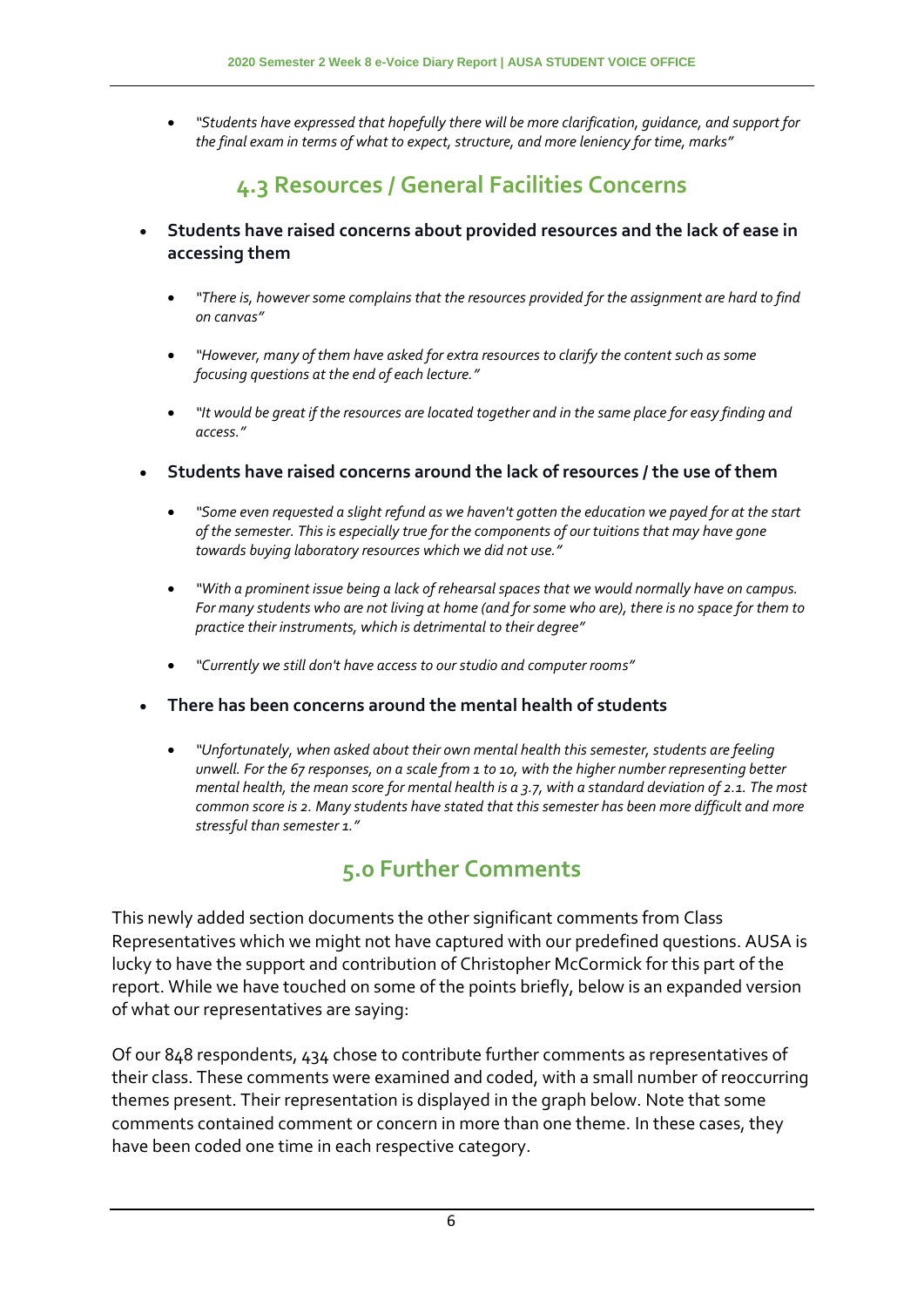- *"Students have expressed that hopefully there will be more clarification, guidance, and support for the final exam in terms of what to expect, structure, and more leniency for time, marks"*

## 4.3 Resources / General Facilities Concerns

- **Students have raised concerns about provided resources and the lack of ease in accessing them**
    - *"There is, however some complains that the resources provided for the assignment are hard to find on canvas"*
    - *"However, many of them have asked for extra resources to clarify the content such as some focusing questions at the end of each lecture."*
    - *"It would be great if the resources are located together and in the same place for easy finding and access."*
- **Students have raised concerns around the lack of resources / the use of them**
    - *"Some even requested a slight refund as we haven't gotten the education we payed for at the start of the semester. This is especially true for the components of our tuitions that may have gone towards buying laboratory resources which we did not use."*
    - *"With a prominent issue being a lack of rehearsal spaces that we would normally have on campus. For many students who are not living at home (and for some who are), there is no space for them to practice their instruments, which is detrimental to their degree"*
    - *"Currently we still don't have access to our studio and computer rooms"*
- **There has been concerns around the mental health of students**
    - *"Unfortunately, when asked about their own mental health this semester, students are feeling unwell. For the 67 responses, on a scale from 1 to 10, with the higher number representing better mental health, the mean score for mental health is a 3.7, with a standard deviation of 2.1. The most common score is 2. Many students have stated that this semester has been more difficult and more stressful than semester 1."*

## 5.0 Further Comments

This newly added section documents the other significant comments from Class Representatives which we might not have captured with our predefined questions. AUSA is lucky to have the support and contribution of Christopher McCormick for this part of the report. While we have touched on some of the points briefly, below is an expanded version of what our representatives are saying:

Of our 848 respondents, 434 chose to contribute further comments as representatives of their class. These comments were examined and coded, with a small number of reoccurring themes present. Their representation is displayed in the graph below. Note that some comments contained comment or concern in more than one theme. In these cases, they have been coded one time in each respective category.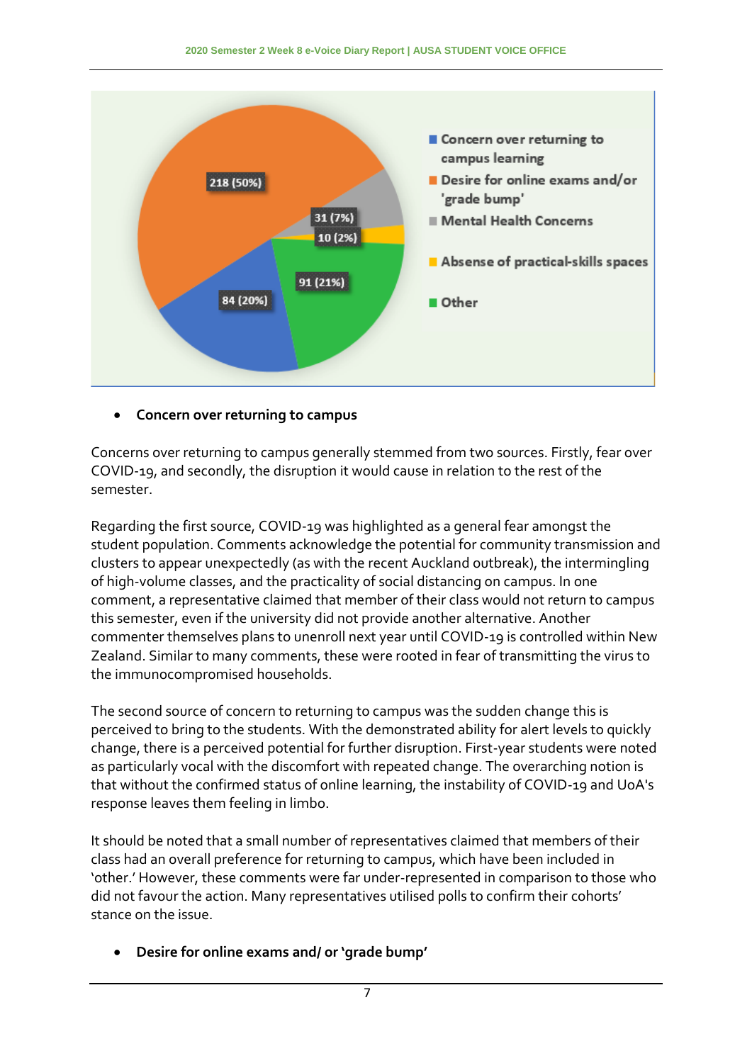- **Concern over returning to campus**

Concerns over returning to campus generally stemmed from two sources. Firstly, fear over COVID-19, and secondly, the disruption it would cause in relation to the rest of the semester.

Regarding the first source, COVID-19 was highlighted as a general fear amongst the student population. Comments acknowledge the potential for community transmission and clusters to appear unexpectedly (as with the recent Auckland outbreak), the intermingling of high-volume classes, and the practicality of social distancing on campus. In one comment, a representative claimed that member of their class would not return to campus this semester, even if the university did not provide another alternative. Another commenter themselves plans to unenroll next year until COVID-19 is controlled within New Zealand. Similar to many comments, these were rooted in fear of transmitting the virus to the immunocompromised households.

The second source of concern to returning to campus was the sudden change this is perceived to bring to the students. With the demonstrated ability for alert levels to quickly change, there is a perceived potential for further disruption. First-year students were noted as particularly vocal with the discomfort with repeated change. The overarching notion is that without the confirmed status of online learning, the instability of COVID-19 and UoA's response leaves them feeling in limbo.

It should be noted that a small number of representatives claimed that members of their class had an overall preference for returning to campus, which have been included in 'other.' However, these comments were far under-represented in comparison to those who did not favour the action. Many representatives utilised polls to confirm their cohorts' stance on the issue.

- **Desire for online exams and/ or 'grade bump'**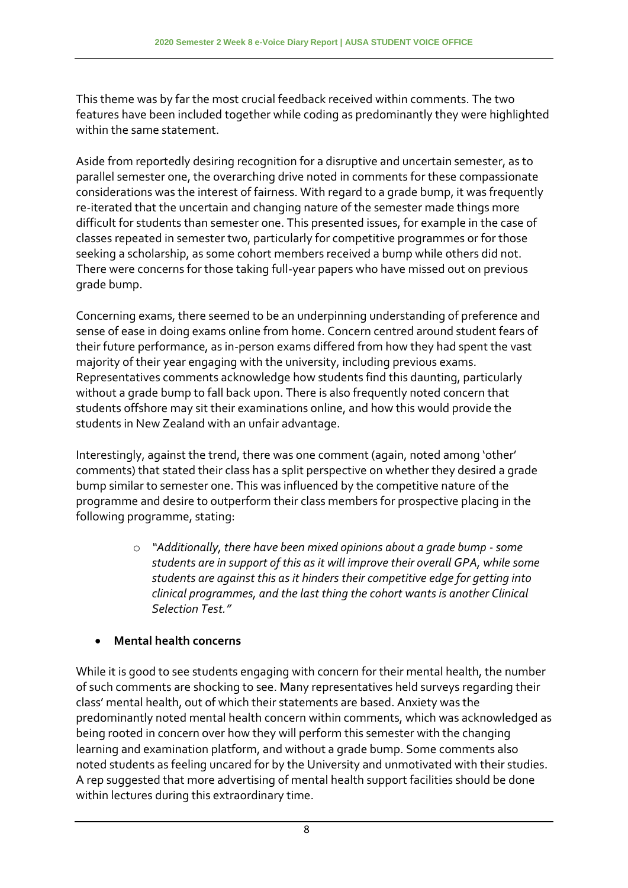This theme was by far the most crucial feedback received within comments. The two features have been included together while coding as predominantly they were highlighted within the same statement.

Aside from reportedly desiring recognition for a disruptive and uncertain semester, as to parallel semester one, the overarching drive noted in comments for these compassionate considerations was the interest of fairness. With regard to a grade bump, it was frequently re-iterated that the uncertain and changing nature of the semester made things more difficult for students than semester one. This presented issues, for example in the case of classes repeated in semester two, particularly for competitive programmes or for those seeking a scholarship, as some cohort members received a bump while others did not. There were concerns for those taking full-year papers who have missed out on previous grade bump.

Concerning exams, there seemed to be an underpinning understanding of preference and sense of ease in doing exams online from home. Concern centred around student fears of their future performance, as in-person exams differed from how they had spent the vast majority of their year engaging with the university, including previous exams. Representatives comments acknowledge how students find this daunting, particularly without a grade bump to fall back upon. There is also frequently noted concern that students offshore may sit their examinations online, and how this would provide the students in New Zealand with an unfair advantage.

Interestingly, against the trend, there was one comment (again, noted among 'other' comments) that stated their class has a split perspective on whether they desired a grade bump similar to semester one. This was influenced by the competitive nature of the programme and desire to outperform their class members for prospective placing in the following programme, stating:

- *"Additionally, there have been mixed opinions about a grade bump - some students are in support of this as it will improve their overall GPA, while some students are against this as it hinders their competitive edge for getting into clinical programmes, and the last thing the cohort wants is another Clinical Selection Test."*

- **Mental health concerns**

While it is good to see students engaging with concern for their mental health, the number of such comments are shocking to see. Many representatives held surveys regarding their class' mental health, out of which their statements are based. Anxiety was the predominantly noted mental health concern within comments, which was acknowledged as being rooted in concern over how they will perform this semester with the changing learning and examination platform, and without a grade bump. Some comments also noted students as feeling uncared for by the University and unmotivated with their studies. A rep suggested that more advertising of mental health support facilities should be done within lectures during this extraordinary time.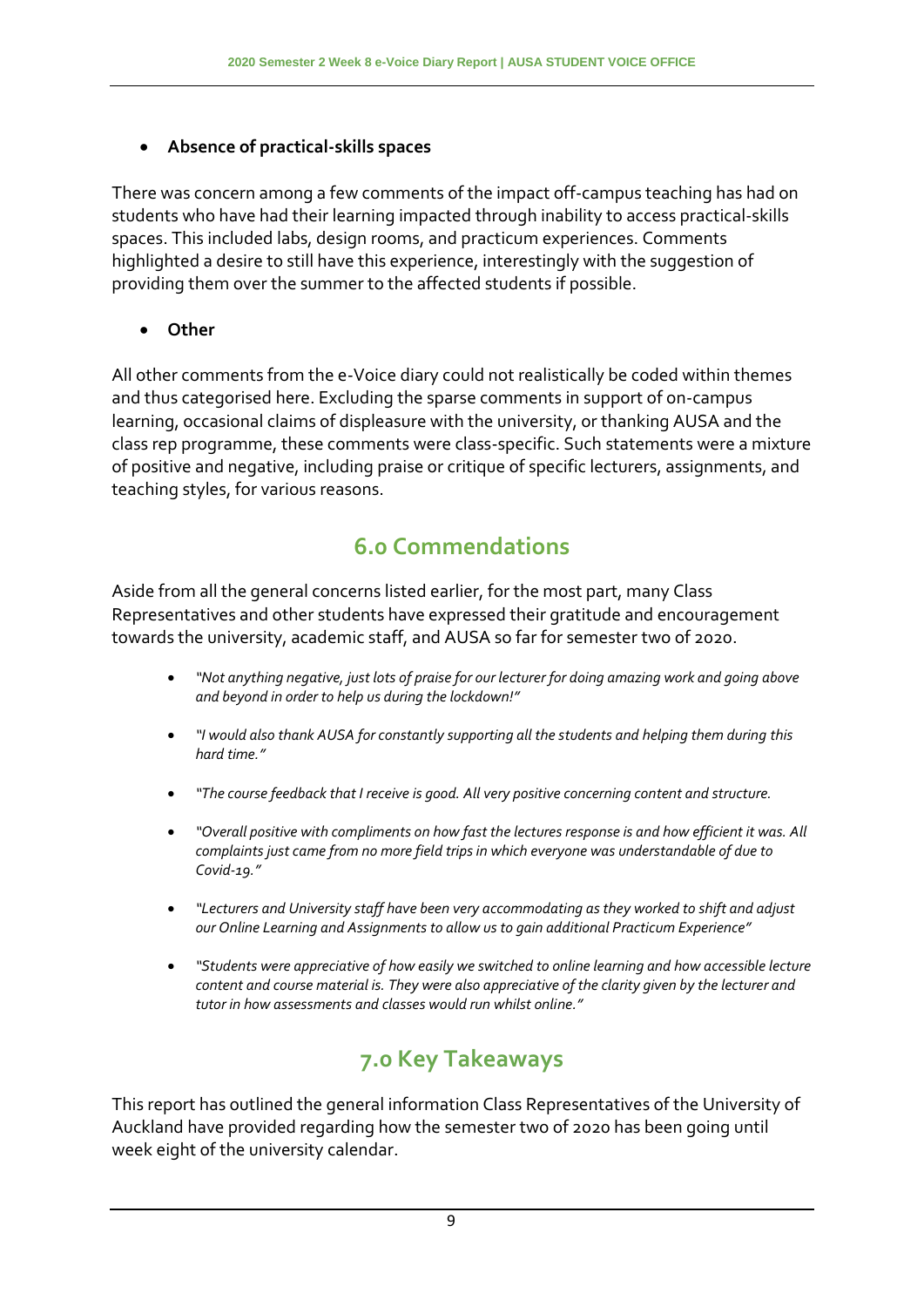- **Absence of practical-skills spaces**

There was concern among a few comments of the impact off-campus teaching has had on students who have had their learning impacted through inability to access practical-skills spaces. This included labs, design rooms, and practicum experiences. Comments highlighted a desire to still have this experience, interestingly with the suggestion of providing them over the summer to the affected students if possible.

- **Other**

All other comments from the e-Voice diary could not realistically be coded within themes and thus categorised here. Excluding the sparse comments in support of on-campus learning, occasional claims of displeasure with the university, or thanking AUSA and the class rep programme, these comments were class-specific. Such statements were a mixture of positive and negative, including praise or critique of specific lecturers, assignments, and teaching styles, for various reasons.

## 6.0 Commendations

Aside from all the general concerns listed earlier, for the most part, many Class Representatives and other students have expressed their gratitude and encouragement towards the university, academic staff, and AUSA so far for semester two of 2020.

- *"Not anything negative, just lots of praise for our lecturer for doing amazing work and going above and beyond in order to help us during the lockdown!"*
- *"I would also thank AUSA for constantly supporting all the students and helping them during this hard time."*
- *"The course feedback that I receive is good. All very positive concerning content and structure.*
- *"Overall positive with compliments on how fast the lectures response is and how efficient it was. All complaints just came from no more field trips in which everyone was understandable of due to Covid-19."*
- *"Lecturers and University staff have been very accommodating as they worked to shift and adjust our Online Learning and Assignments to allow us to gain additional Practicum Experience"*
- *"Students were appreciative of how easily we switched to online learning and how accessible lecture content and course material is. They were also appreciative of the clarity given by the lecturer and tutor in how assessments and classes would run whilst online."*

## 7.0 Key Takeaways

This report has outlined the general information Class Representatives of the University of Auckland have provided regarding how the semester two of 2020 has been going until week eight of the university calendar.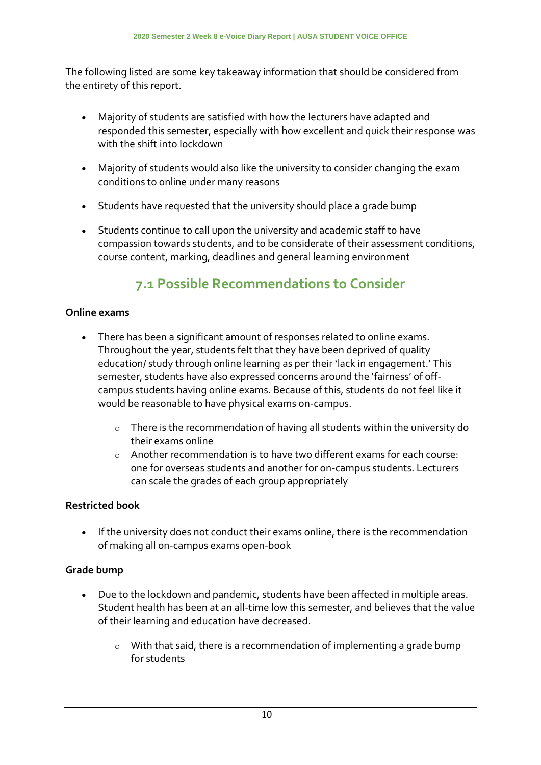The following listed are some key takeaway information that should be considered from the entirety of this report.

- Majority of students are satisfied with how the lecturers have adapted and responded this semester, especially with how excellent and quick their response was with the shift into lockdown
- Majority of students would also like the university to consider changing the exam conditions to online under many reasons
- Students have requested that the university should place a grade bump
- Students continue to call upon the university and academic staff to have compassion towards students, and to be considerate of their assessment conditions, course content, marking, deadlines and general learning environment

## 7.1 Possible Recommendations to Consider

**Online exams**

- There has been a significant amount of responses related to online exams. Throughout the year, students felt that they have been deprived of quality education/ study through online learning as per their 'lack in engagement.' This semester, students have also expressed concerns around the 'fairness' of off-campus students having online exams. Because of this, students do not feel like it would be reasonable to have physical exams on-campus.
    - There is the recommendation of having all students within the university do their exams online
    - Another recommendation is to have two different exams for each course: one for overseas students and another for on-campus students. Lecturers can scale the grades of each group appropriately

**Restricted book**

- If the university does not conduct their exams online, there is the recommendation of making all on-campus exams open-book

**Grade bump**

- Due to the lockdown and pandemic, students have been affected in multiple areas. Student health has been at an all-time low this semester, and believes that the value of their learning and education have decreased.
    - With that said, there is a recommendation of implementing a grade bump for students